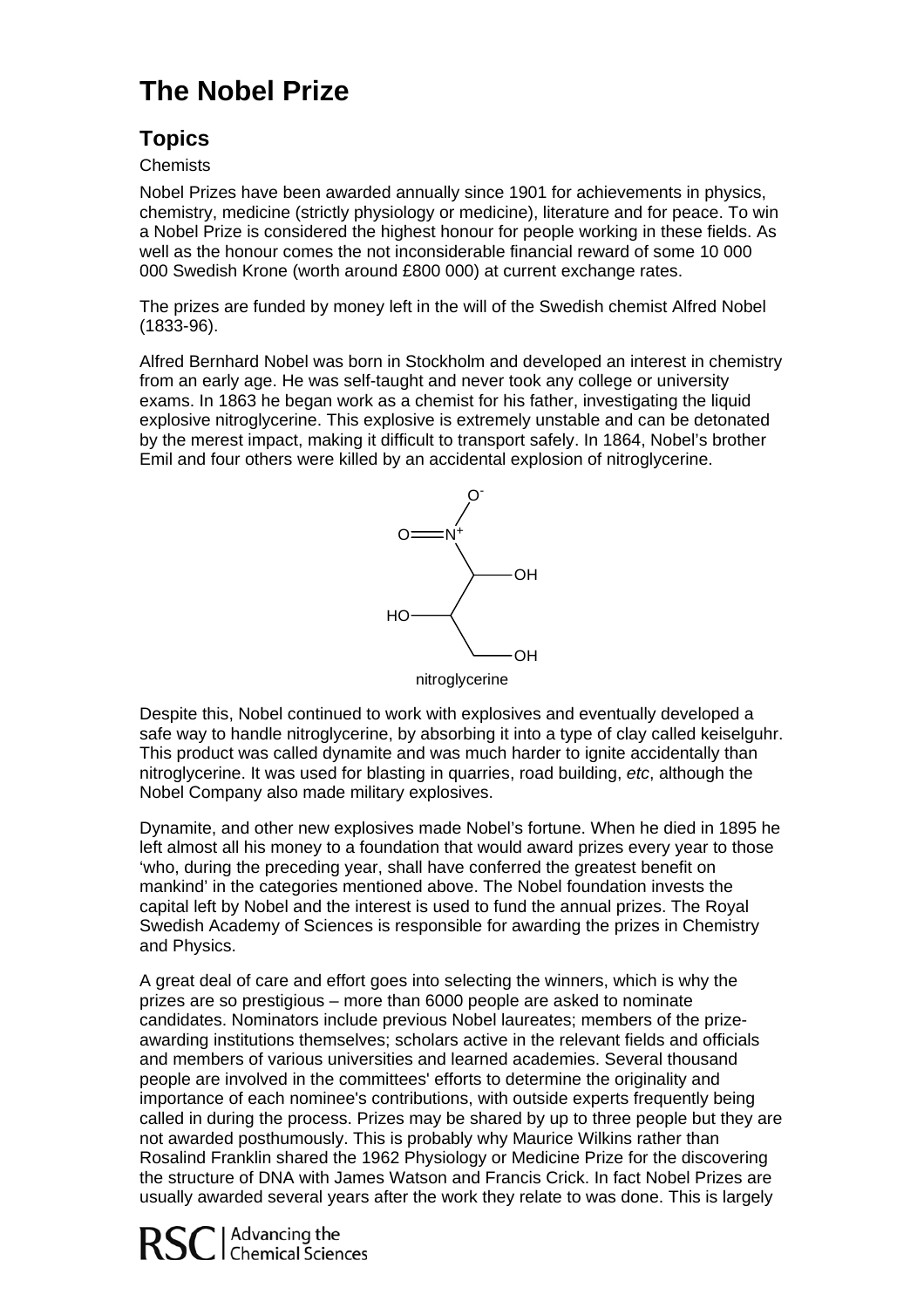# The Nobel Prize

## Topics

Chemists

Nobel Prizes have been awarded annually since 1901 for achievements in physics, chemistry, medicine (strictly physiology or medicine), literature and for peace. To win a Nobel Prize is considered the highest honour for people working in these fields. As well as the honour comes the not inconsiderable financial reward of some 10 000 000 Swedish Krone (worth around £800 000) at current exchange rates.

The prizes are funded by money left in the will of the Swedish chemist Alfred Nobel (1833-96).

Alfred Bernhard Nobel was born in Stockholm and developed an interest in chemistry from an early age. He was self-taught and never took any college or university exams. In 1863 he began work as a chemist for his father, investigating the liquid explosive nitroglycerine. This explosive is extremely unstable and can be detonated by the merest impact, making it difficult to transport safely. In 1864, Nobel's brother Emil and four others were killed by an accidental explosion of nitroglycerine.

nitroglycerine

Despite this, Nobel continued to work with explosives and eventually developed a safe way to handle nitroglycerine, by absorbing it into a type of clay called keiselguhr. This product was called dynamite and was much harder to ignite accidentally than nitroglycerine. It was used for blasting in quarries, road building, *etc*, although the Nobel Company also made military explosives.

Dynamite, and other new explosives made Nobel's fortune. When he died in 1895 he left almost all his money to a foundation that would award prizes every year to those 'who, during the preceding year, shall have conferred the greatest benefit on mankind' in the categories mentioned above. The Nobel foundation invests the capital left by Nobel and the interest is used to fund the annual prizes. The Royal Swedish Academy of Sciences is responsible for awarding the prizes in Chemistry and Physics.

A great deal of care and effort goes into selecting the winners, which is why the prizes are so prestigious – more than 6000 people are asked to nominate candidates. Nominators include previous Nobel laureates; members of the prize-awarding institutions themselves; scholars active in the relevant fields and officials and members of various universities and learned academies. Several thousand people are involved in the committees' efforts to determine the originality and importance of each nominee's contributions, with outside experts frequently being called in during the process. Prizes may be shared by up to three people but they are not awarded posthumously. This is probably why Maurice Wilkins rather than Rosalind Franklin shared the 1962 Physiology or Medicine Prize for the discovering the structure of DNA with James Watson and Francis Crick. In fact Nobel Prizes are usually awarded several years after the work they relate to was done. This is largely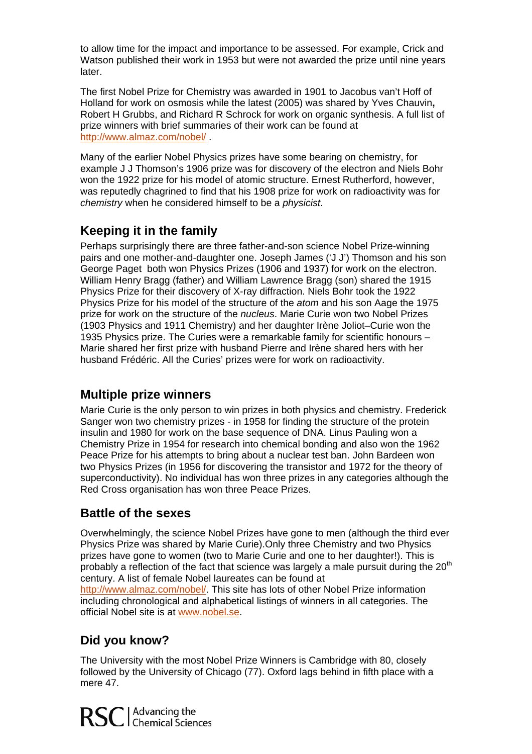to allow time for the impact and importance to be assessed. For example, Crick and Watson published their work in 1953 but were not awarded the prize until nine years later.

The first Nobel Prize for Chemistry was awarded in 1901 to Jacobus van't Hoff of Holland for work on osmosis while the latest (2005) was shared by Yves Chauvin**,** Robert H Grubbs, and Richard R Schrock for work on organic synthesis. A full list of prize winners with brief summaries of their work can be found at http://www.almaz.com/nobel/ .

Many of the earlier Nobel Physics prizes have some bearing on chemistry, for example J J Thomson's 1906 prize was for discovery of the electron and Niels Bohr won the 1922 prize for his model of atomic structure. Ernest Rutherford, however, was reputedly chagrined to find that his 1908 prize for work on radioactivity was for *chemistry* when he considered himself to be a *physicist*.

## Keeping it in the family

Perhaps surprisingly there are three father-and-son science Nobel Prize-winning pairs and one mother-and-daughter one. Joseph James ('J J') Thomson and his son George Paget both won Physics Prizes (1906 and 1937) for work on the electron. William Henry Bragg (father) and William Lawrence Bragg (son) shared the 1915 Physics Prize for their discovery of X-ray diffraction. Niels Bohr took the 1922 Physics Prize for his model of the structure of the *atom* and his son Aage the 1975 prize for work on the structure of the *nucleus*. Marie Curie won two Nobel Prizes (1903 Physics and 1911 Chemistry) and her daughter Irène Joliot–Curie won the 1935 Physics prize. The Curies were a remarkable family for scientific honours – Marie shared her first prize with husband Pierre and Irène shared hers with her husband Frédéric. All the Curies' prizes were for work on radioactivity.

## Multiple prize winners

Marie Curie is the only person to win prizes in both physics and chemistry. Frederick Sanger won two chemistry prizes - in 1958 for finding the structure of the protein insulin and 1980 for work on the base sequence of DNA. Linus Pauling won a Chemistry Prize in 1954 for research into chemical bonding and also won the 1962 Peace Prize for his attempts to bring about a nuclear test ban. John Bardeen won two Physics Prizes (in 1956 for discovering the transistor and 1972 for the theory of superconductivity). No individual has won three prizes in any categories although the Red Cross organisation has won three Peace Prizes.

## Battle of the sexes

Overwhelmingly, the science Nobel Prizes have gone to men (although the third ever Physics Prize was shared by Marie Curie).Only three Chemistry and two Physics prizes have gone to women (two to Marie Curie and one to her daughter!). This is probably a reflection of the fact that science was largely a male pursuit during the 20$^{th}$ century. A list of female Nobel laureates can be found at http://www.almaz.com/nobel/. This site has lots of other Nobel Prize information including chronological and alphabetical listings of winners in all categories. The official Nobel site is at www.nobel.se.

## Did you know?

The University with the most Nobel Prize Winners is Cambridge with 80, closely followed by the University of Chicago (77). Oxford lags behind in fifth place with a mere 47.

RSC | Advancing the Chemical Sciences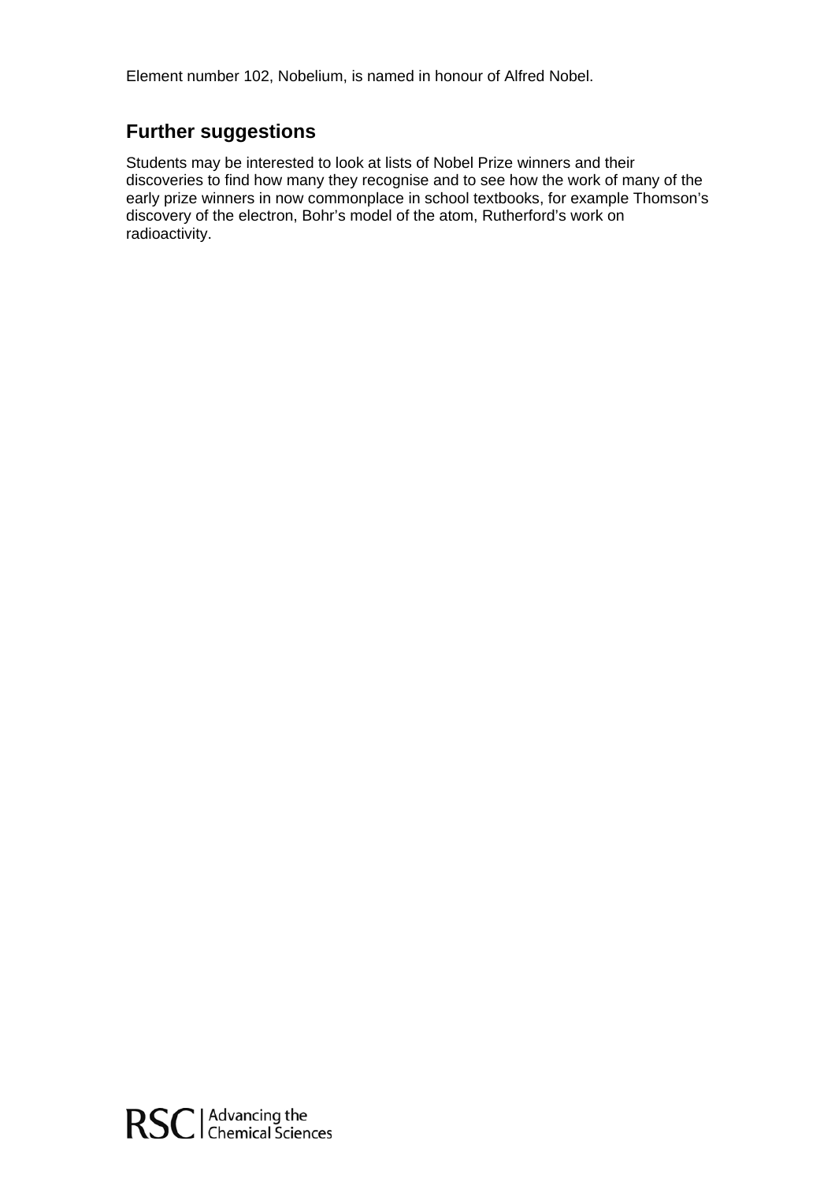Element number 102, Nobelium, is named in honour of Alfred Nobel.

## Further suggestions

Students may be interested to look at lists of Nobel Prize winners and their discoveries to find how many they recognise and to see how the work of many of the early prize winners in now commonplace in school textbooks, for example Thomson's discovery of the electron, Bohr's model of the atom, Rutherford's work on radioactivity.